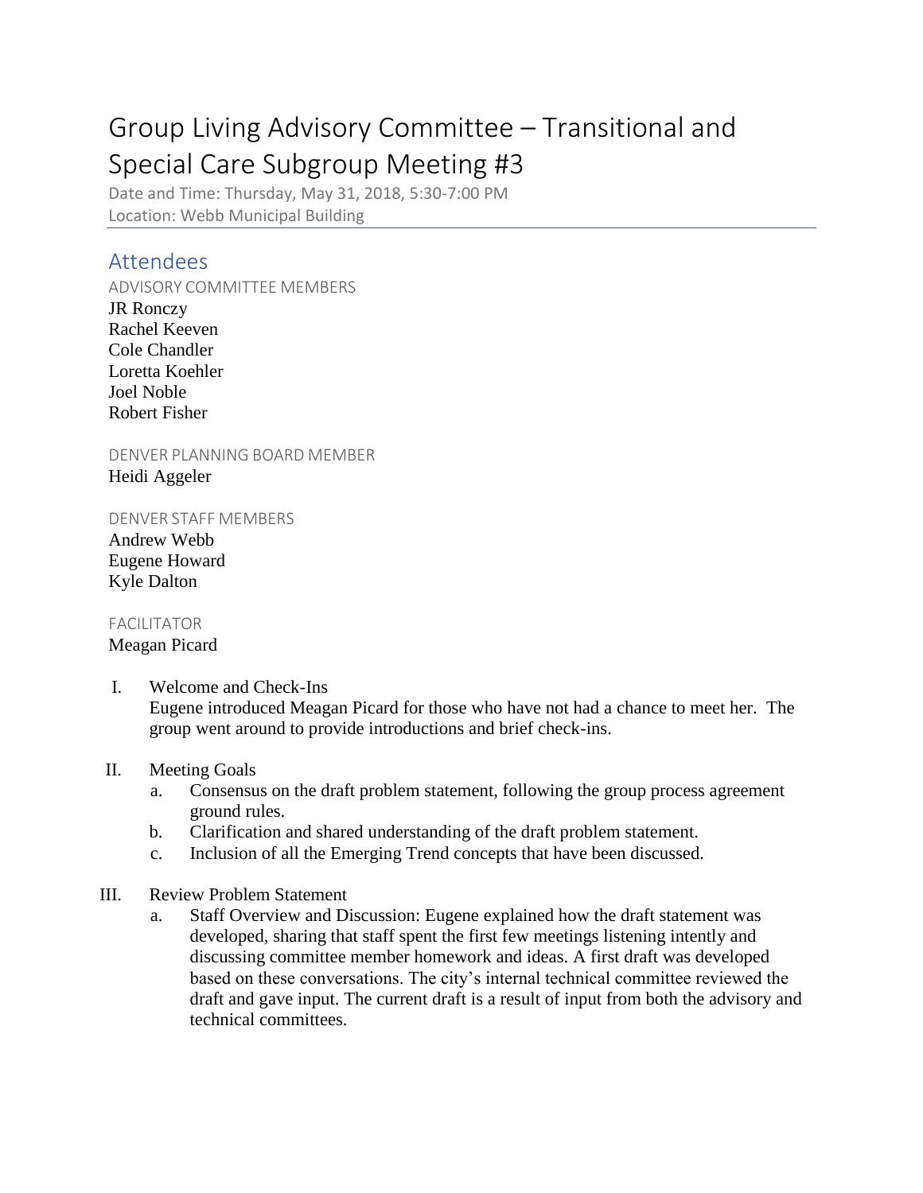# Group Living Advisory Committee – Transitional and Special Care Subgroup Meeting #3

Date and Time: Thursday, May 31, 2018, 5:30-7:00 PM
Location: Webb Municipal Building

## Attendees

### ADVISORY COMMITTEE MEMBERS

JR Ronczy
Rachel Keeven
Cole Chandler
Loretta Koehler
Joel Noble
Robert Fisher

### DENVER PLANNING BOARD MEMBER

Heidi Aggeler

### DENVER STAFF MEMBERS

Andrew Webb
Eugene Howard
Kyle Dalton

### FACILITATOR

Meagan Picard

I. Welcome and Check-Ins
   Eugene introduced Meagan Picard for those who have not had a chance to meet her. The group went around to provide introductions and brief check-ins.

II. Meeting Goals
   a. Consensus on the draft problem statement, following the group process agreement ground rules.
   b. Clarification and shared understanding of the draft problem statement.
   c. Inclusion of all the Emerging Trend concepts that have been discussed.

III. Review Problem Statement
   a. Staff Overview and Discussion: Eugene explained how the draft statement was developed, sharing that staff spent the first few meetings listening intently and discussing committee member homework and ideas. A first draft was developed based on these conversations. The city's internal technical committee reviewed the draft and gave input. The current draft is a result of input from both the advisory and technical committees.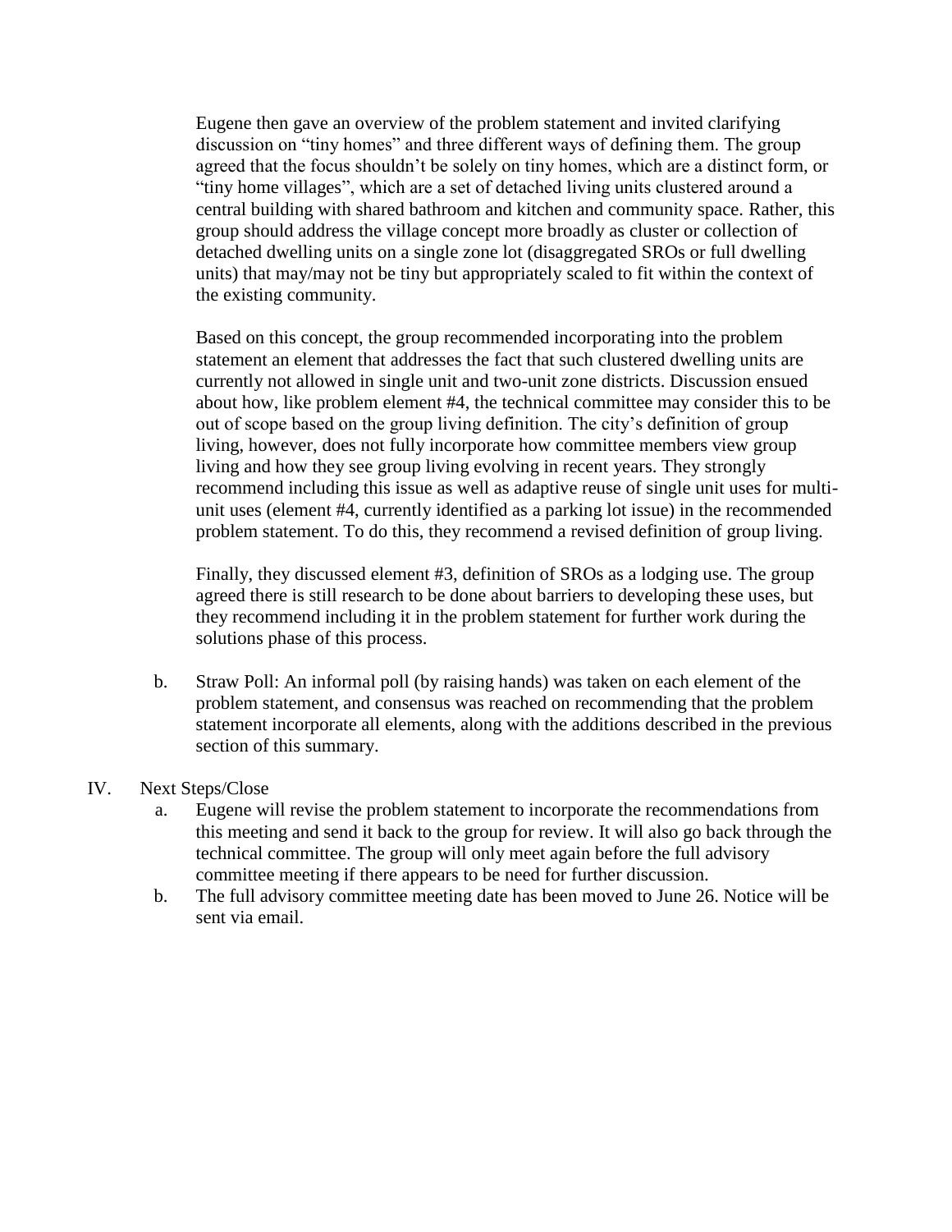Eugene then gave an overview of the problem statement and invited clarifying discussion on "tiny homes" and three different ways of defining them. The group agreed that the focus shouldn't be solely on tiny homes, which are a distinct form, or "tiny home villages", which are a set of detached living units clustered around a central building with shared bathroom and kitchen and community space. Rather, this group should address the village concept more broadly as cluster or collection of detached dwelling units on a single zone lot (disaggregated SROs or full dwelling units) that may/may not be tiny but appropriately scaled to fit within the context of the existing community.

Based on this concept, the group recommended incorporating into the problem statement an element that addresses the fact that such clustered dwelling units are currently not allowed in single unit and two-unit zone districts. Discussion ensued about how, like problem element #4, the technical committee may consider this to be out of scope based on the group living definition. The city's definition of group living, however, does not fully incorporate how committee members view group living and how they see group living evolving in recent years. They strongly recommend including this issue as well as adaptive reuse of single unit uses for multi-unit uses (element #4, currently identified as a parking lot issue) in the recommended problem statement. To do this, they recommend a revised definition of group living.

Finally, they discussed element #3, definition of SROs as a lodging use. The group agreed there is still research to be done about barriers to developing these uses, but they recommend including it in the problem statement for further work during the solutions phase of this process.

b. Straw Poll: An informal poll (by raising hands) was taken on each element of the problem statement, and consensus was reached on recommending that the problem statement incorporate all elements, along with the additions described in the previous section of this summary.

IV. Next Steps/Close

a. Eugene will revise the problem statement to incorporate the recommendations from this meeting and send it back to the group for review. It will also go back through the technical committee. The group will only meet again before the full advisory committee meeting if there appears to be need for further discussion.

b. The full advisory committee meeting date has been moved to June 26. Notice will be sent via email.